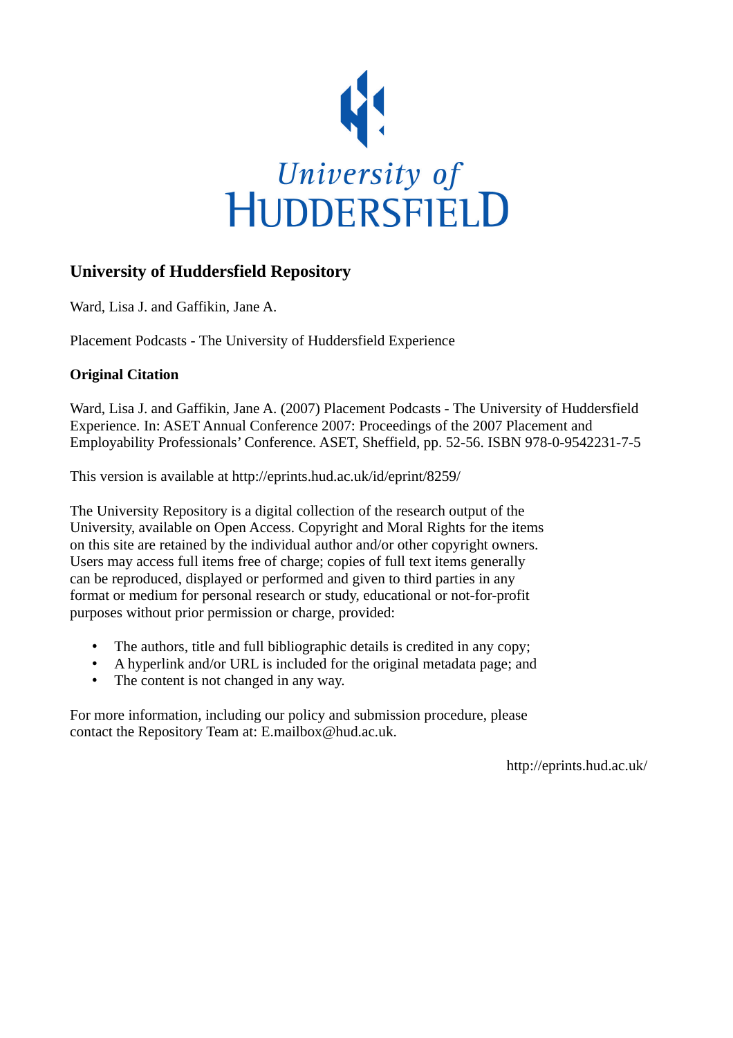University of
HUDDERSFIELD

## University of Huddersfield Repository

Ward, Lisa J. and Gaffikin, Jane A.

Placement Podcasts - The University of Huddersfield Experience

### Original Citation

Ward, Lisa J. and Gaffikin, Jane A. (2007) Placement Podcasts - The University of Huddersfield Experience. In: ASET Annual Conference 2007: Proceedings of the 2007 Placement and Employability Professionals' Conference. ASET, Sheffield, pp. 52-56. ISBN 978-0-9542231-7-5

This version is available at http://eprints.hud.ac.uk/id/eprint/8259/

The University Repository is a digital collection of the research output of the University, available on Open Access. Copyright and Moral Rights for the items on this site are retained by the individual author and/or other copyright owners. Users may access full items free of charge; copies of full text items generally can be reproduced, displayed or performed and given to third parties in any format or medium for personal research or study, educational or not-for-profit purposes without prior permission or charge, provided:

- The authors, title and full bibliographic details is credited in any copy;
- A hyperlink and/or URL is included for the original metadata page; and
- The content is not changed in any way.

For more information, including our policy and submission procedure, please contact the Repository Team at: E.mailbox@hud.ac.uk.

http://eprints.hud.ac.uk/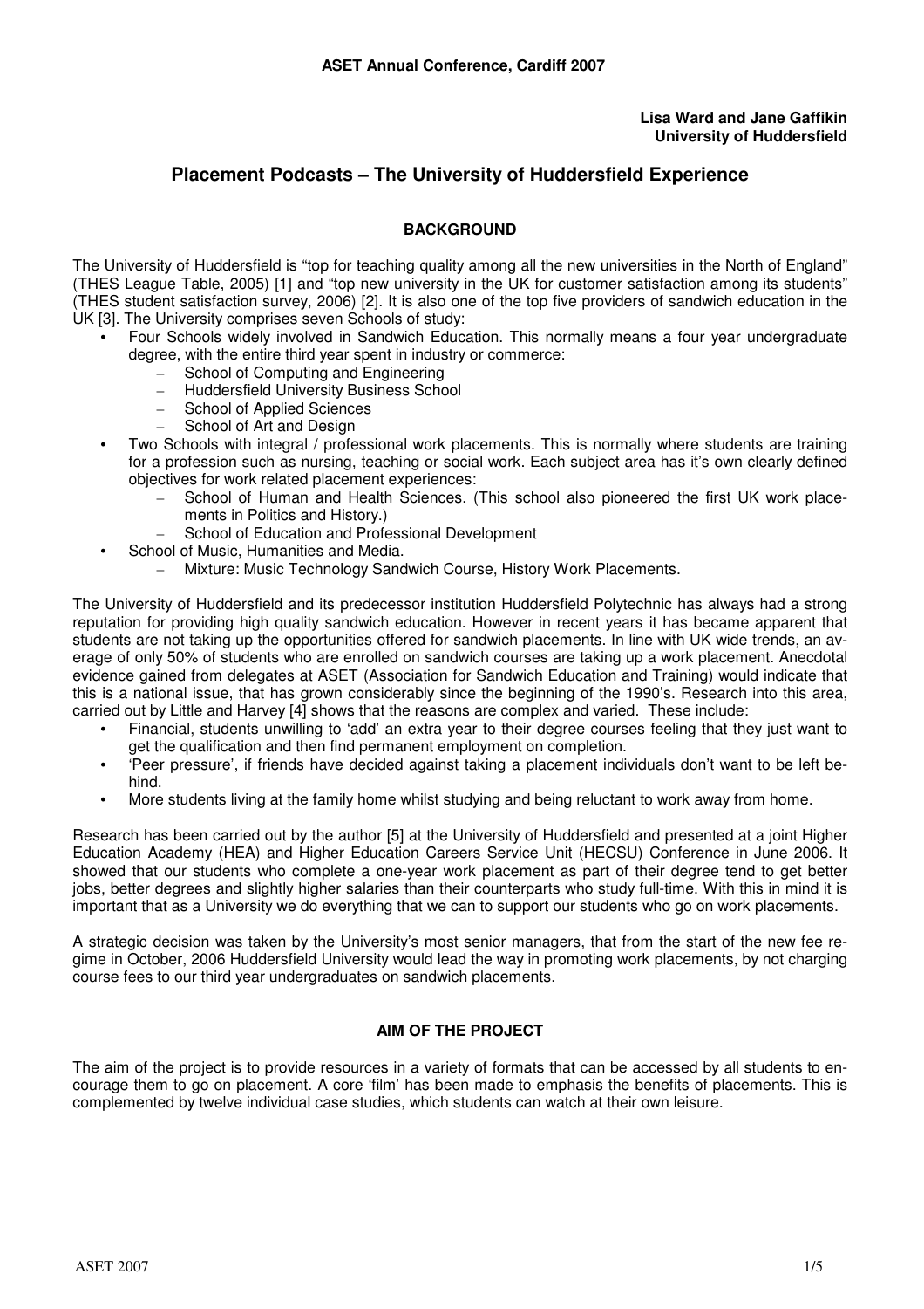**Lisa Ward and Jane Gaffikin**
**University of Huddersfield**

# Placement Podcasts – The University of Huddersfield Experience

## BACKGROUND

The University of Huddersfield is "top for teaching quality among all the new universities in the North of England" (THES League Table, 2005) [1] and "top new university in the UK for customer satisfaction among its students" (THES student satisfaction survey, 2006) [2]. It is also one of the top five providers of sandwich education in the UK [3]. The University comprises seven Schools of study:

- Four Schools widely involved in Sandwich Education. This normally means a four year undergraduate degree, with the entire third year spent in industry or commerce:
  - School of Computing and Engineering
  - Huddersfield University Business School
  - School of Applied Sciences
  - School of Art and Design
- Two Schools with integral / professional work placements. This is normally where students are training for a profession such as nursing, teaching or social work. Each subject area has it's own clearly defined objectives for work related placement experiences:
  - School of Human and Health Sciences. (This school also pioneered the first UK work placements in Politics and History.)
  - School of Education and Professional Development
- School of Music, Humanities and Media.
  - Mixture: Music Technology Sandwich Course, History Work Placements.

The University of Huddersfield and its predecessor institution Huddersfield Polytechnic has always had a strong reputation for providing high quality sandwich education. However in recent years it has became apparent that students are not taking up the opportunities offered for sandwich placements. In line with UK wide trends, an average of only 50% of students who are enrolled on sandwich courses are taking up a work placement. Anecdotal evidence gained from delegates at ASET (Association for Sandwich Education and Training) would indicate that this is a national issue, that has grown considerably since the beginning of the 1990's. Research into this area, carried out by Little and Harvey [4] shows that the reasons are complex and varied. These include:

- Financial, students unwilling to 'add' an extra year to their degree courses feeling that they just want to get the qualification and then find permanent employment on completion.
- 'Peer pressure', if friends have decided against taking a placement individuals don't want to be left behind.
- More students living at the family home whilst studying and being reluctant to work away from home.

Research has been carried out by the author [5] at the University of Huddersfield and presented at a joint Higher Education Academy (HEA) and Higher Education Careers Service Unit (HECSU) Conference in June 2006. It showed that our students who complete a one-year work placement as part of their degree tend to get better jobs, better degrees and slightly higher salaries than their counterparts who study full-time. With this in mind it is important that as a University we do everything that we can to support our students who go on work placements.

A strategic decision was taken by the University's most senior managers, that from the start of the new fee regime in October, 2006 Huddersfield University would lead the way in promoting work placements, by not charging course fees to our third year undergraduates on sandwich placements.

## AIM OF THE PROJECT

The aim of the project is to provide resources in a variety of formats that can be accessed by all students to encourage them to go on placement. A core 'film' has been made to emphasis the benefits of placements. This is complemented by twelve individual case studies, which students can watch at their own leisure.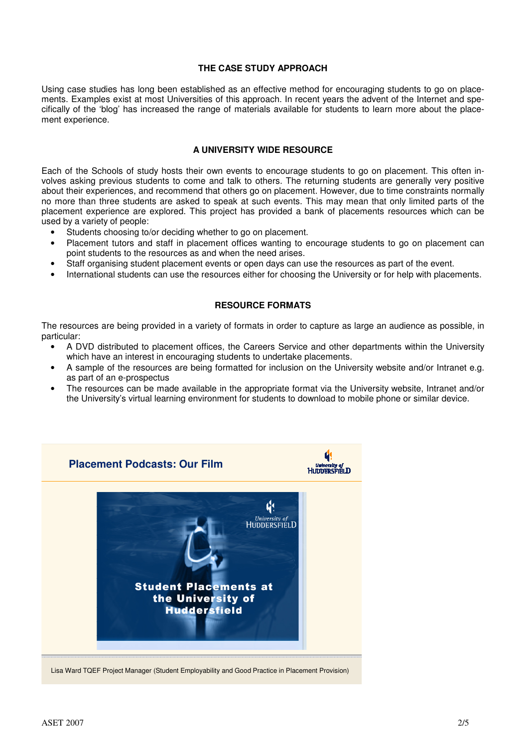### THE CASE STUDY APPROACH

Using case studies has long been established as an effective method for encouraging students to go on placements. Examples exist at most Universities of this approach. In recent years the advent of the Internet and specifically of the 'blog' has increased the range of materials available for students to learn more about the placement experience.

### A UNIVERSITY WIDE RESOURCE

Each of the Schools of study hosts their own events to encourage students to go on placement. This often involves asking previous students to come and talk to others. The returning students are generally very positive about their experiences, and recommend that others go on placement. However, due to time constraints normally no more than three students are asked to speak at such events. This may mean that only limited parts of the placement experience are explored. This project has provided a bank of placements resources which can be used by a variety of people:

- Students choosing to/or deciding whether to go on placement.
- Placement tutors and staff in placement offices wanting to encourage students to go on placement can point students to the resources as and when the need arises.
- Staff organising student placement events or open days can use the resources as part of the event.
- International students can use the resources either for choosing the University or for help with placements.

### RESOURCE FORMATS

The resources are being provided in a variety of formats in order to capture as large an audience as possible, in particular:

- A DVD distributed to placement offices, the Careers Service and other departments within the University which have an interest in encouraging students to undertake placements.
- A sample of the resources are being formatted for inclusion on the University website and/or Intranet e.g. as part of an e-prospectus
- The resources can be made available in the appropriate format via the University website, Intranet and/or the University's virtual learning environment for students to download to mobile phone or similar device.

**Placement Podcasts: Our Film**

University of Huddersfield

**Student Placements at the University of Huddersfield**

Lisa Ward TQEF Project Manager (Student Employability and Good Practice in Placement Provision)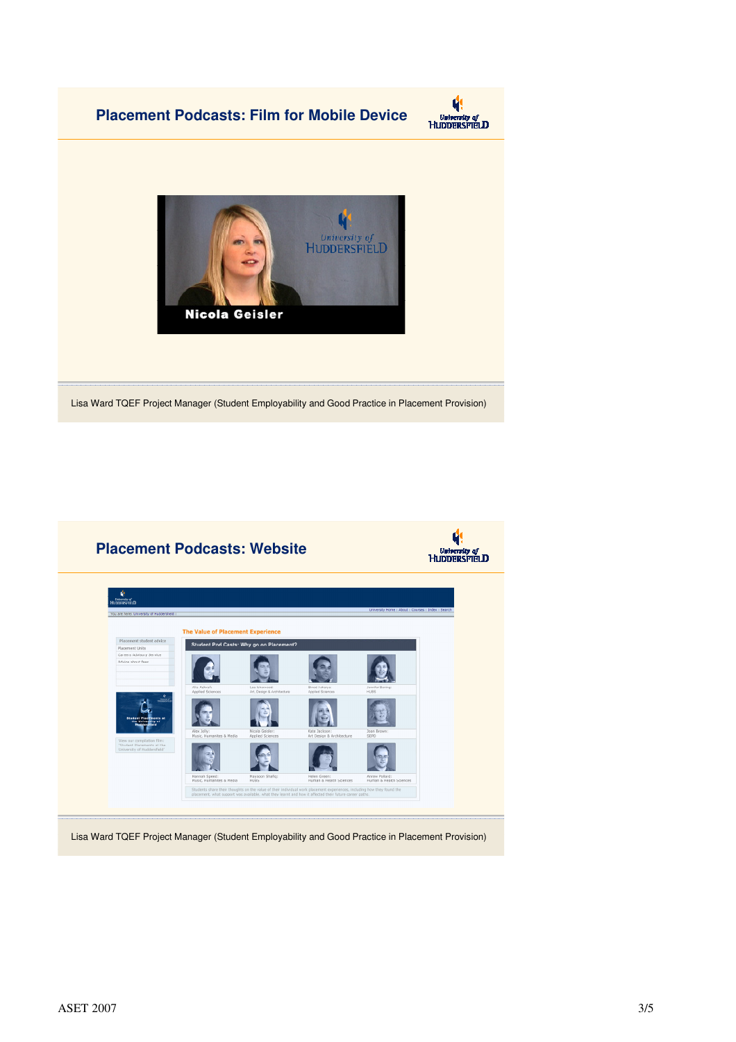## Placement Podcasts: Film for Mobile Device

Lisa Ward TQEF Project Manager (Student Employability and Good Practice in Placement Provision)

## Placement Podcasts: Website

Lisa Ward TQEF Project Manager (Student Employability and Good Practice in Placement Provision)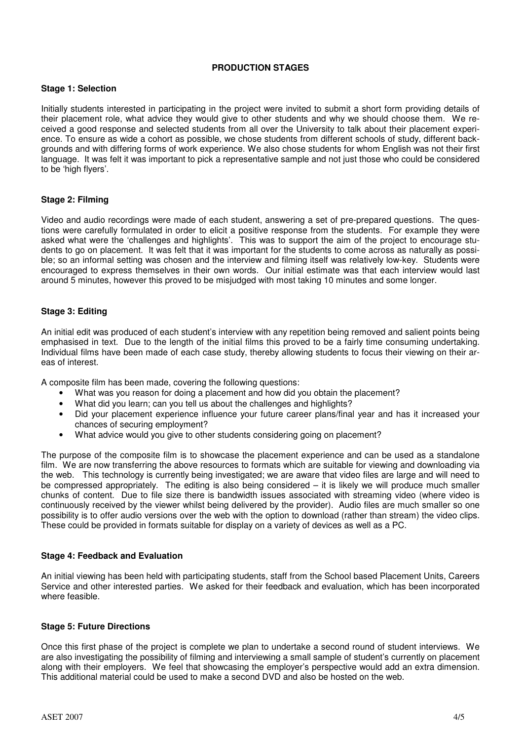## PRODUCTION STAGES

### Stage 1: Selection

Initially students interested in participating in the project were invited to submit a short form providing details of their placement role, what advice they would give to other students and why we should choose them. We received a good response and selected students from all over the University to talk about their placement experience. To ensure as wide a cohort as possible, we chose students from different schools of study, different backgrounds and with differing forms of work experience. We also chose students for whom English was not their first language. It was felt it was important to pick a representative sample and not just those who could be considered to be 'high flyers'.

### Stage 2: Filming

Video and audio recordings were made of each student, answering a set of pre-prepared questions. The questions were carefully formulated in order to elicit a positive response from the students. For example they were asked what were the 'challenges and highlights'. This was to support the aim of the project to encourage students to go on placement. It was felt that it was important for the students to come across as naturally as possible; so an informal setting was chosen and the interview and filming itself was relatively low-key. Students were encouraged to express themselves in their own words. Our initial estimate was that each interview would last around 5 minutes, however this proved to be misjudged with most taking 10 minutes and some longer.

### Stage 3: Editing

An initial edit was produced of each student's interview with any repetition being removed and salient points being emphasised in text. Due to the length of the initial films this proved to be a fairly time consuming undertaking. Individual films have been made of each case study, thereby allowing students to focus their viewing on their areas of interest.

A composite film has been made, covering the following questions:

- What was you reason for doing a placement and how did you obtain the placement?
- What did you learn; can you tell us about the challenges and highlights?
- Did your placement experience influence your future career plans/final year and has it increased your chances of securing employment?
- What advice would you give to other students considering going on placement?

The purpose of the composite film is to showcase the placement experience and can be used as a standalone film. We are now transferring the above resources to formats which are suitable for viewing and downloading via the web. This technology is currently being investigated; we are aware that video files are large and will need to be compressed appropriately. The editing is also being considered – it is likely we will produce much smaller chunks of content. Due to file size there is bandwidth issues associated with streaming video (where video is continuously received by the viewer whilst being delivered by the provider). Audio files are much smaller so one possibility is to offer audio versions over the web with the option to download (rather than stream) the video clips. These could be provided in formats suitable for display on a variety of devices as well as a PC.

### Stage 4: Feedback and Evaluation

An initial viewing has been held with participating students, staff from the School based Placement Units, Careers Service and other interested parties. We asked for their feedback and evaluation, which has been incorporated where feasible.

### Stage 5: Future Directions

Once this first phase of the project is complete we plan to undertake a second round of student interviews. We are also investigating the possibility of filming and interviewing a small sample of student's currently on placement along with their employers. We feel that showcasing the employer's perspective would add an extra dimension. This additional material could be used to make a second DVD and also be hosted on the web.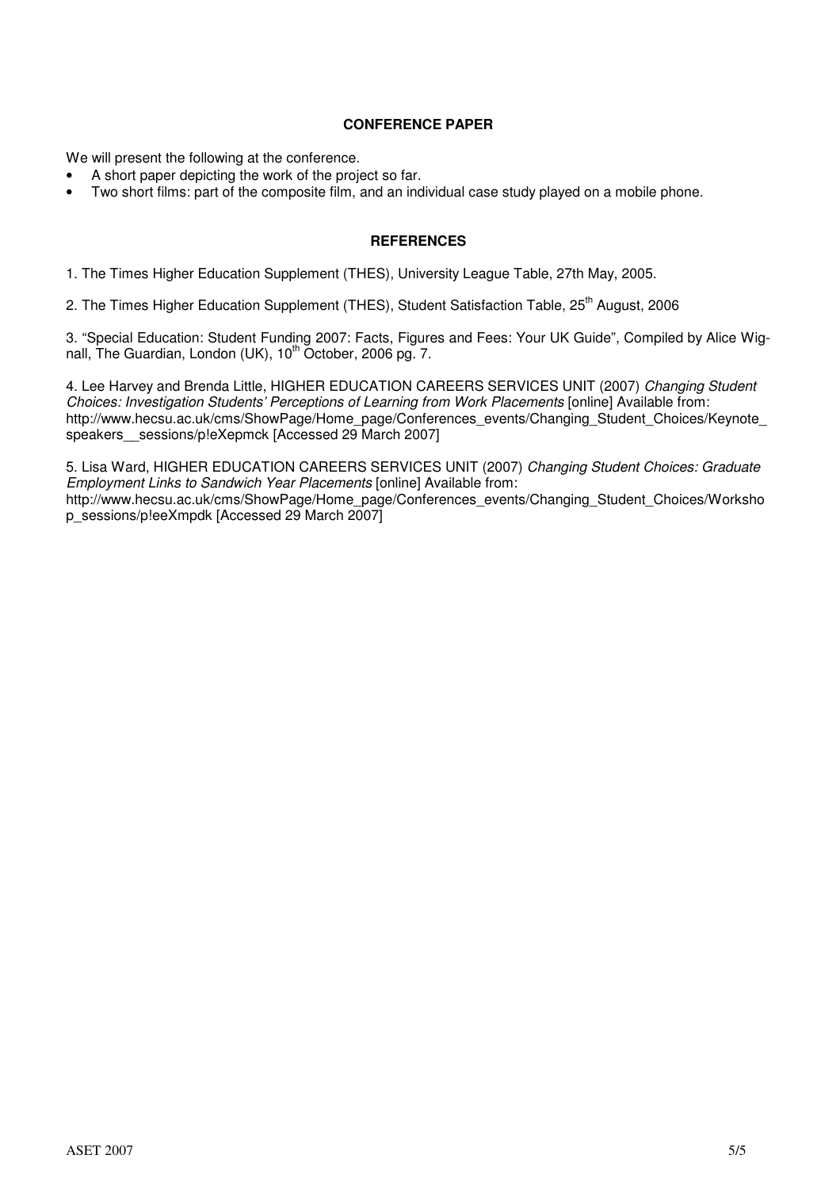## CONFERENCE PAPER

We will present the following at the conference.

- A short paper depicting the work of the project so far.
- Two short films: part of the composite film, and an individual case study played on a mobile phone.

## REFERENCES

1. The Times Higher Education Supplement (THES), University League Table, 27th May, 2005.

2. The Times Higher Education Supplement (THES), Student Satisfaction Table, 25th August, 2006

3. “Special Education: Student Funding 2007: Facts, Figures and Fees: Your UK Guide”, Compiled by Alice Wignall, The Guardian, London (UK), 10th October, 2006 pg. 7.

4. Lee Harvey and Brenda Little, HIGHER EDUCATION CAREERS SERVICES UNIT (2007) *Changing Student Choices: Investigation Students’ Perceptions of Learning from Work Placements* [online] Available from: http://www.hecsu.ac.uk/cms/ShowPage/Home_page/Conferences_events/Changing_Student_Choices/Keynote_speakers__sessions/p!eXepmck [Accessed 29 March 2007]

5. Lisa Ward, HIGHER EDUCATION CAREERS SERVICES UNIT (2007) *Changing Student Choices: Graduate Employment Links to Sandwich Year Placements* [online] Available from: http://www.hecsu.ac.uk/cms/ShowPage/Home_page/Conferences_events/Changing_Student_Choices/Workshop_sessions/p!eeXmpdk [Accessed 29 March 2007]